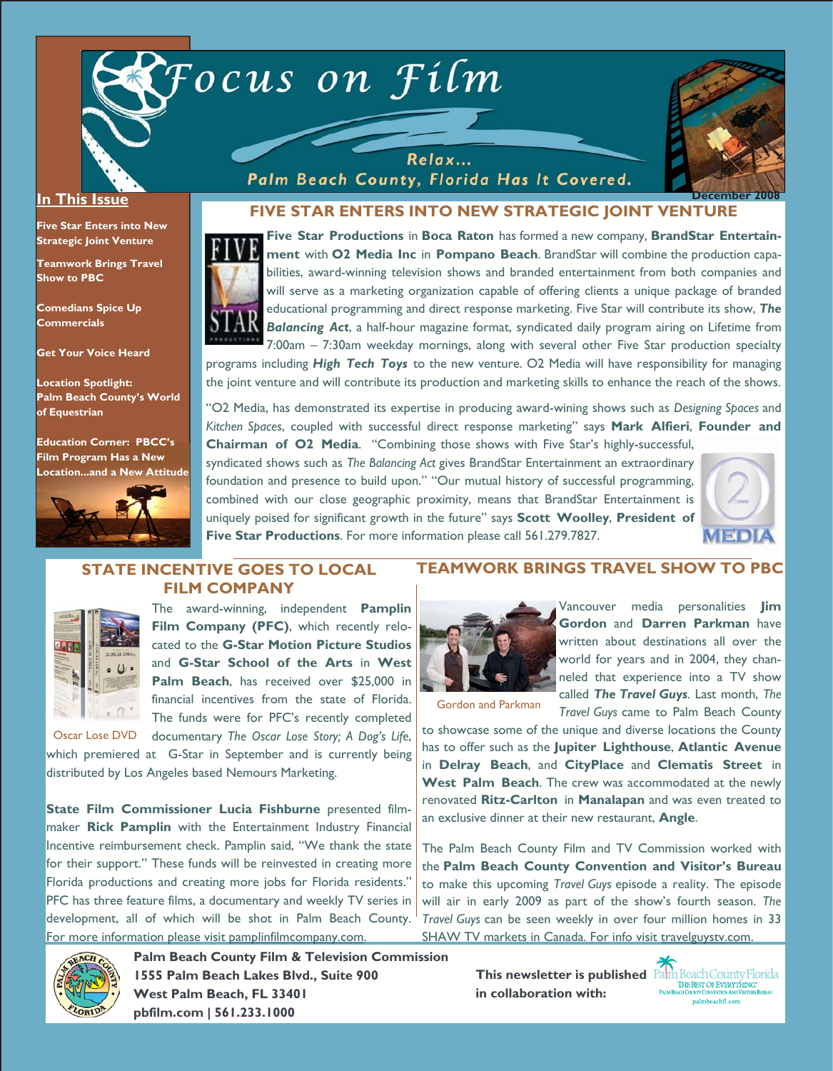# Focus on Film

Relax...
Palm Beach County, Florida Has It Covered.

December 2008

## In This Issue

**Five Star Enters into New Strategic Joint Venture**

**Teamwork Brings Travel Show to PBC**

**Comedians Spice Up Commercials**

**Get Your Voice Heard**

**Location Spotlight: Palm Beach County's World of Equestrian**

**Education Corner: PBCC's Film Program Has a New Location...and a New Attitude**

## FIVE STAR ENTERS INTO NEW STRATEGIC JOINT VENTURE

**Five Star Productions** in **Boca Raton** has formed a new company, **BrandStar Entertainment** with **O2 Media Inc** in **Pompano Beach**. BrandStar will combine the production capabilities, award-winning television shows and branded entertainment from both companies and will serve as a marketing organization capable of offering clients a unique package of branded educational programming and direct response marketing. Five Star will contribute its show, ***The Balancing Act***, a half-hour magazine format, syndicated daily program airing on Lifetime from 7:00am – 7:30am weekday mornings, along with several other Five Star production specialty programs including ***High Tech Toys*** to the new venture. O2 Media will have responsibility for managing the joint venture and will contribute its production and marketing skills to enhance the reach of the shows.

"O2 Media, has demonstrated its expertise in producing award-wining shows such as *Designing Spaces* and *Kitchen Spaces*, coupled with successful direct response marketing" says **Mark Alfieri**, **Founder and Chairman of O2 Media**. "Combining those shows with Five Star's highly-successful, syndicated shows such as *The Balancing Act* gives BrandStar Entertainment an extraordinary foundation and presence to build upon." "Our mutual history of successful programming, combined with our close geographic proximity, means that BrandStar Entertainment is uniquely poised for significant growth in the future" says **Scott Woolley**, **President of Five Star Productions**. For more information please call 561.279.7827.

## STATE INCENTIVE GOES TO LOCAL FILM COMPANY

The award-winning, independent **Pamplin Film Company (PFC)**, which recently relocated to the **G-Star Motion Picture Studios** and **G-Star School of the Arts** in **West Palm Beach**, has received over $25,000 in financial incentives from the state of Florida. The funds were for PFC's recently completed documentary *The Oscar Lose Story; A Dog's Life*, which premiered at G-Star in September and is currently being distributed by Los Angeles based Nemours Marketing.

Oscar Lose DVD

**State Film Commissioner Lucia Fishburne** presented filmmaker **Rick Pamplin** with the Entertainment Industry Financial Incentive reimbursement check. Pamplin said, "We thank the state for their support." These funds will be reinvested in creating more Florida productions and creating more jobs for Florida residents." PFC has three feature films, a documentary and weekly TV series in development, all of which will be shot in Palm Beach County. For more information please visit pamplinfilmcompany.com.

## TEAMWORK BRINGS TRAVEL SHOW TO PBC

Vancouver media personalities **Jim Gordon** and **Darren Parkman** have written about destinations all over the world for years and in 2004, they channeled that experience into a TV show called ***The Travel Guys***. Last month, *The Travel Guys* came to Palm Beach County to showcase some of the unique and diverse locations the County has to offer such as the **Jupiter Lighthouse**, **Atlantic Avenue** in **Delray Beach**, and **CityPlace** and **Clematis Street** in **West Palm Beach**. The crew was accommodated at the newly renovated **Ritz-Carlton** in **Manalapan** and was even treated to an exclusive dinner at their new restaurant, **Angle**.

Gordon and Parkman

The Palm Beach County Film and TV Commission worked with the **Palm Beach County Convention and Visitor's Bureau** to make this upcoming *Travel Guys* episode a reality. The episode will air in early 2009 as part of the show's fourth season. *The Travel Guys* can be seen weekly in over four million homes in 33 SHAW TV markets in Canada. For info visit travelguystv.com.

**Palm Beach County Film & Television Commission**
**1555 Palm Beach Lakes Blvd., Suite 900**
**West Palm Beach, FL 33401**
**pbfilm.com | 561.233.1000**

**This newsletter is published in collaboration with:** Palm Beach County Florida — The Best of Everything — Palm Beach County Convention and Visitors Bureau — palmbeachfl.com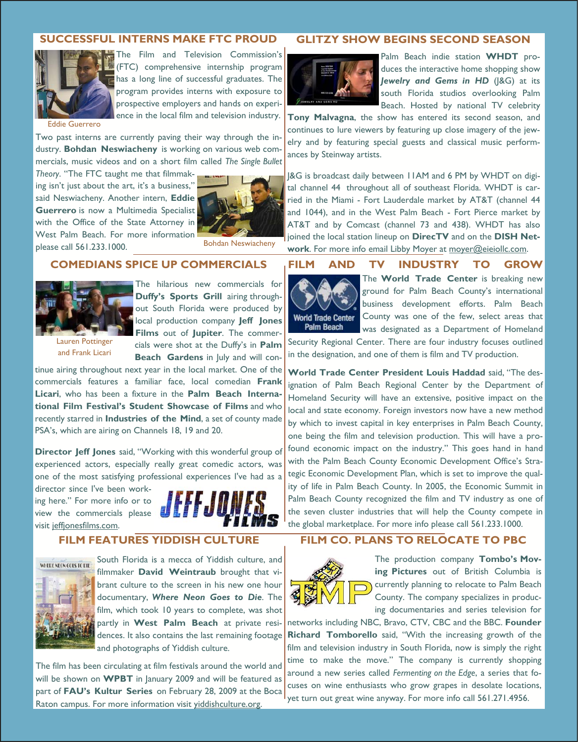## SUCCESSFUL INTERNS MAKE FTC PROUD

Eddie Guerrero

The Film and Television Commission's (FTC) comprehensive internship program has a long line of successful graduates. The program provides interns with exposure to prospective employers and hands on experience in the local film and television industry.

Two past interns are currently paving their way through the industry. **Bohdan Neswiacheny** is working on various web commercials, music videos and on a short film called *The Single Bullet Theory*. "The FTC taught me that filmmaking isn't just about the art, it's a business," said Neswiacheny. Another intern, **Eddie Guerrero** is now a Multimedia Specialist with the Office of the State Attorney in West Palm Beach. For more information please call 561.233.1000.

Bohdan Neswiacheny

## COMEDIANS SPICE UP COMMERCIALS

Lauren Pottinger and Frank Licari

The hilarious new commercials for **Duffy's Sports Grill** airing throughout South Florida were produced by local production company **Jeff Jones Films** out of **Jupiter**. The commercials were shot at the Duffy's in **Palm Beach Gardens** in July and will continue airing throughout next year in the local market. One of the commercials features a familiar face, local comedian **Frank Licari**, who has been a fixture in the **Palm Beach International Film Festival's Student Showcase of Films** and who recently starred in **Industries of the Mind**, a set of county made PSA's, which are airing on Channels 18, 19 and 20.

**Director Jeff Jones** said, "Working with this wonderful group of experienced actors, especially really great comedic actors, was one of the most satisfying professional experiences I've had as a director since I've been working here." For more info or to view the commercials please visit jeffjonesfilms.com.

## FILM FEATURES YIDDISH CULTURE

South Florida is a mecca of Yiddish culture, and filmmaker **David Weintraub** brought that vibrant culture to the screen in his new one hour documentary, ***Where Neon Goes to Die***. The film, which took 10 years to complete, was shot partly in **West Palm Beach** at private residences. It also contains the last remaining footage and photographs of Yiddish culture.

The film has been circulating at film festivals around the world and will be shown on **WPBT** in January 2009 and will be featured as part of **FAU's Kultur Series** on February 28, 2009 at the Boca Raton campus. For more information visit yiddishculture.org.

## GLITZY SHOW BEGINS SECOND SEASON

Palm Beach indie station **WHDT** produces the interactive home shopping show ***Jewelry and Gems in HD*** (J&G) at its south Florida studios overlooking Palm Beach. Hosted by national TV celebrity **Tony Malvagna**, the show has entered its second season, and continues to lure viewers by featuring up close imagery of the jewelry and by featuring special guests and classical music performances by Steinway artists.

J&G is broadcast daily between 11AM and 6 PM by WHDT on digital channel 44 throughout all of southeast Florida. WHDT is carried in the Miami - Fort Lauderdale market by AT&T (channel 44 and 1044), and in the West Palm Beach - Fort Pierce market by AT&T and by Comcast (channel 73 and 438). WHDT has also joined the local station lineup on **DirecTV** and on the **DISH Network**. For more info email Libby Moyer at moyer@eieiollc.com.

## FILM AND TV INDUSTRY TO GROW

The **World Trade Center** is breaking new ground for Palm Beach County's international business development efforts. Palm Beach County was one of the few, select areas that was designated as a Department of Homeland Security Regional Center. There are four industry focuses outlined in the designation, and one of them is film and TV production.

**World Trade Center President Louis Haddad** said, "The designation of Palm Beach Regional Center by the Department of Homeland Security will have an extensive, positive impact on the local and state economy. Foreign investors now have a new method by which to invest capital in key enterprises in Palm Beach County, one being the film and television production. This will have a profound economic impact on the industry." This goes hand in hand with the Palm Beach County Economic Development Office's Strategic Economic Development Plan, which is set to improve the quality of life in Palm Beach County. In 2005, the Economic Summit in Palm Beach County recognized the film and TV industry as one of the seven cluster industries that will help the County compete in the global marketplace. For more info please call 561.233.1000.

## FILM CO. PLANS TO RELOCATE TO PBC

The production company **Tombo's Moving Pictures** out of British Columbia is currently planning to relocate to Palm Beach County. The company specializes in producing documentaries and series television for networks including NBC, Bravo, CTV, CBC and the BBC. **Founder Richard Tomborello** said, "With the increasing growth of the film and television industry in South Florida, now is simply the right time to make the move." The company is currently shopping around a new series called *Fermenting on the Edge*, a series that focuses on wine enthusiasts who grow grapes in desolate locations, yet turn out great wine anyway. For more info call 561.271.4956.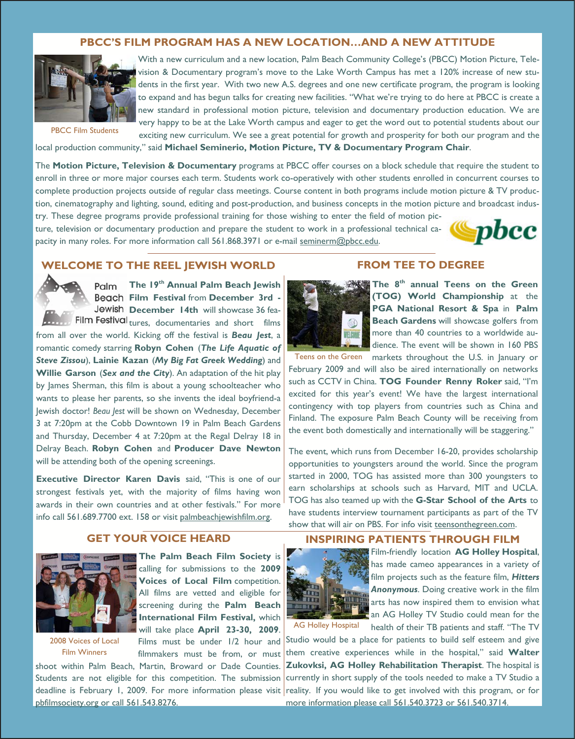## PBCC'S FILM PROGRAM HAS A NEW LOCATION…AND A NEW ATTITUDE

PBCC Film Students

With a new curriculum and a new location, Palm Beach Community College's (PBCC) Motion Picture, Television & Documentary program's move to the Lake Worth Campus has met a 120% increase of new students in the first year. With two new A.S. degrees and one new certificate program, the program is looking to expand and has begun talks for creating new facilities. "What we're trying to do here at PBCC is create a new standard in professional motion picture, television and documentary production education. We are very happy to be at the Lake Worth campus and eager to get the word out to potential students about our exciting new curriculum. We see a great potential for growth and prosperity for both our program and the local production community," said **Michael Seminerio, Motion Picture, TV & Documentary Program Chair**.

The **Motion Picture, Television & Documentary** programs at PBCC offer courses on a block schedule that require the student to enroll in three or more major courses each term. Students work co-operatively with other students enrolled in concurrent courses to complete production projects outside of regular class meetings. Course content in both programs include motion picture & TV production, cinematography and lighting, sound, editing and post-production, and business concepts in the motion picture and broadcast industry. These degree programs provide professional training for those wishing to enter the field of motion picture, television or documentary production and prepare the student to work in a professional technical capacity in many roles. For more information call 561.868.3971 or e-mail seminerm@pbcc.edu.

pbcc

## WELCOME TO THE REEL JEWISH WORLD

Palm Beach Jewish Film Festival

**The 19th Annual Palm Beach Jewish Film Festival** from **December 3rd - December 14th** will showcase 36 features, documentaries and short films from all over the world. Kicking off the festival is ***Beau Jest***, a romantic comedy starring **Robyn Cohen** (***The Life Aquatic of Steve Zissou***), **Lainie Kazan** (***My Big Fat Greek Wedding***) and **Willie Garson** (***Sex and the City***). An adaptation of the hit play by James Sherman, this film is about a young schoolteacher who wants to please her parents, so she invents the ideal boyfriend-a Jewish doctor! *Beau Jest* will be shown on Wednesday, December 3 at 7:20pm at the Cobb Downtown 19 in Palm Beach Gardens and Thursday, December 4 at 7:20pm at the Regal Delray 18 in Delray Beach. **Robyn Cohen** and **Producer Dave Newton** will be attending both of the opening screenings.

**Executive Director Karen Davis** said, "This is one of our strongest festivals yet, with the majority of films having won awards in their own countries and at other festivals." For more info call 561.689.7700 ext. 158 or visit palmbeachjewishfilm.org.

## FROM TEE TO DEGREE

Teens on the Green

**The 8th annual Teens on the Green (TOG) World Championship** at the **PGA National Resort & Spa** in **Palm Beach Gardens** will showcase golfers from more than 40 countries to a worldwide audience. The event will be shown in 160 PBS markets throughout the U.S. in January or February 2009 and will also be aired internationally on networks such as CCTV in China. **TOG Founder Renny Roker** said, "I'm excited for this year's event! We have the largest international contingency with top players from countries such as China and Finland. The exposure Palm Beach County will be receiving from the event both domestically and internationally will be staggering."

The event, which runs from December 16-20, provides scholarship opportunities to youngsters around the world. Since the program started in 2000, TOG has assisted more than 300 youngsters to earn scholarships at schools such as Harvard, MIT and UCLA. TOG has also teamed up with the **G-Star School of the Arts** to have students interview tournament participants as part of the TV show that will air on PBS. For info visit teensonthegreen.com.

## GET YOUR VOICE HEARD

2008 Voices of Local Film Winners

**The Palm Beach Film Society** is calling for submissions to the **2009 Voices of Local Film** competition. All films are vetted and eligible for screening during the **Palm Beach International Film Festival,** which will take place **April 23-30, 2009**. Films must be under 1/2 hour and filmmakers must be from, or must shoot within Palm Beach, Martin, Broward or Dade Counties. Students are not eligible for this competition. The submission deadline is February 1, 2009. For more information please visit pbfilmsociety.org or call 561.543.8276.

## INSPIRING PATIENTS THROUGH FILM

AG Holley Hospital

Film-friendly location **AG Holley Hospital**, has made cameo appearances in a variety of film projects such as the feature film, ***Hitters Anonymous***. Doing creative work in the film arts has now inspired them to envision what an AG Holley TV Studio could mean for the health of their TB patients and staff. "The TV Studio would be a place for patients to build self esteem and give them creative experiences while in the hospital," said **Walter Zukovksi, AG Holley Rehabilitation Therapist**. The hospital is currently in short supply of the tools needed to make a TV Studio a reality. If you would like to get involved with this program, or for more information please call 561.540.3723 or 561.540.3714.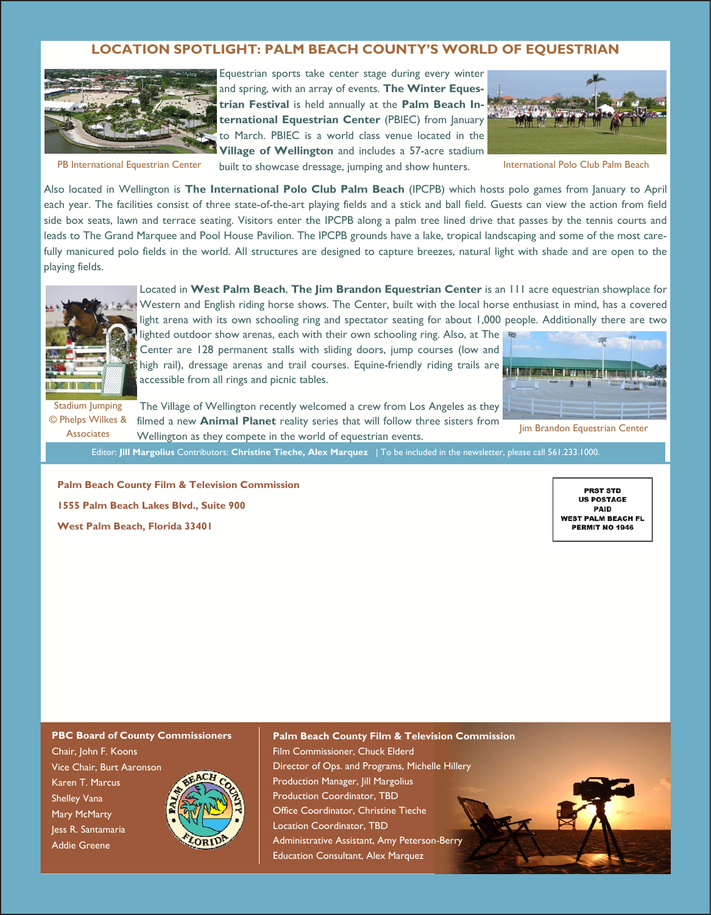## LOCATION SPOTLIGHT: PALM BEACH COUNTY'S WORLD OF EQUESTRIAN

Equestrian sports take center stage during every winter and spring, with an array of events. **The Winter Equestrian Festival** is held annually at the **Palm Beach International Equestrian Center** (PBIEC) from January to March. PBIEC is a world class venue located in the **Village of Wellington** and includes a 57-acre stadium built to showcase dressage, jumping and show hunters.

PB International Equestrian Center

International Polo Club Palm Beach

Also located in Wellington is **The International Polo Club Palm Beach** (IPCPB) which hosts polo games from January to April each year. The facilities consist of three state-of-the-art playing fields and a stick and ball field. Guests can view the action from field side box seats, lawn and terrace seating. Visitors enter the IPCPB along a palm tree lined drive that passes by the tennis courts and leads to The Grand Marquee and Pool House Pavilion. The IPCPB grounds have a lake, tropical landscaping and some of the most carefully manicured polo fields in the world. All structures are designed to capture breezes, natural light with shade and are open to the playing fields.

Located in **West Palm Beach**, **The Jim Brandon Equestrian Center** is an 111 acre equestrian showplace for Western and English riding horse shows. The Center, built with the local horse enthusiast in mind, has a covered light arena with its own schooling ring and spectator seating for about 1,000 people. Additionally there are two lighted outdoor show arenas, each with their own schooling ring. Also, at The Center are 128 permanent stalls with sliding doors, jump courses (low and high rail), dressage arenas and trail courses. Equine-friendly riding trails are accessible from all rings and picnic tables.

The Village of Wellington recently welcomed a crew from Los Angeles as they filmed a new **Animal Planet** reality series that will follow three sisters from Wellington as they compete in the world of equestrian events.

Stadium Jumping © Phelps Wilkes & Associates

Jim Brandon Equestrian Center

Editor: **Jill Margolius** Contributors: **Christine Tieche, Alex Marquez** | To be included in the newsletter, please call 561.233.1000.

**Palm Beach County Film & Television Commission**

**1555 Palm Beach Lakes Blvd., Suite 900**

**West Palm Beach, Florida 33401**

PRST STD
US POSTAGE
PAID
WEST PALM BEACH FL
PERMIT NO 1946

**PBC Board of County Commissioners**

Chair, John F. Koons
Vice Chair, Burt Aaronson
Karen T. Marcus
Shelley Vana
Mary McMarty
Jess R. Santamaria
Addie Greene

**Palm Beach County Film & Television Commission**

Film Commissioner, Chuck Elderd
Director of Ops. and Programs, Michelle Hillery
Production Manager, Jill Margolius
Production Coordinator, TBD
Office Coordinator, Christine Tieche
Location Coordinator, TBD
Administrative Assistant, Amy Peterson-Berry
Education Consultant, Alex Marquez